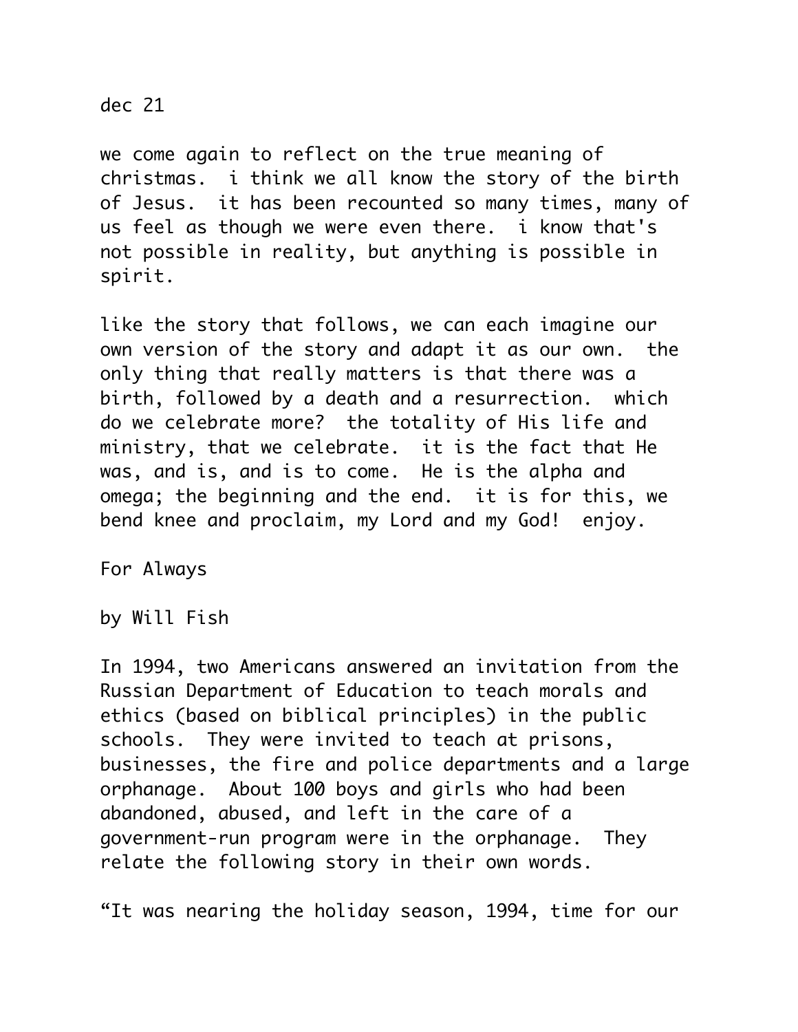dec 21

we come again to reflect on the true meaning of christmas. i think we all know the story of the birth of Jesus. it has been recounted so many times, many of us feel as though we were even there. i know that's not possible in reality, but anything is possible in spirit.

like the story that follows, we can each imagine our own version of the story and adapt it as our own. the only thing that really matters is that there was a birth, followed by a death and a resurrection. which do we celebrate more? the totality of His life and ministry, that we celebrate. it is the fact that He was, and is, and is to come. He is the alpha and omega; the beginning and the end. it is for this, we bend knee and proclaim, my Lord and my God! enjoy.

For Always

by Will Fish

In 1994, two Americans answered an invitation from the Russian Department of Education to teach morals and ethics (based on biblical principles) in the public schools. They were invited to teach at prisons, businesses, the fire and police departments and a large orphanage. About 100 boys and girls who had been abandoned, abused, and left in the care of a government-run program were in the orphanage. They relate the following story in their own words.

“It was nearing the holiday season, 1994, time for our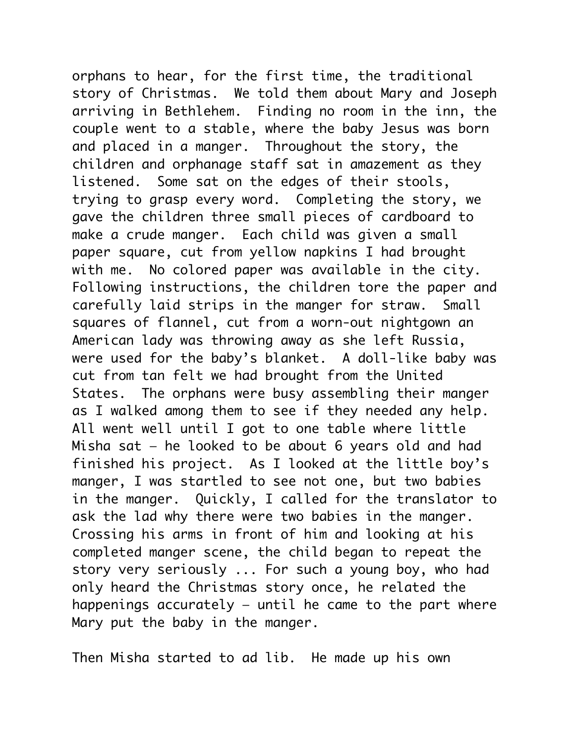orphans to hear, for the first time, the traditional story of Christmas. We told them about Mary and Joseph arriving in Bethlehem. Finding no room in the inn, the couple went to a stable, where the baby Jesus was born and placed in a manger. Throughout the story, the children and orphanage staff sat in amazement as they listened. Some sat on the edges of their stools, trying to grasp every word. Completing the story, we gave the children three small pieces of cardboard to make a crude manger. Each child was given a small paper square, cut from yellow napkins I had brought with me. No colored paper was available in the city. Following instructions, the children tore the paper and carefully laid strips in the manger for straw. Small squares of flannel, cut from a worn-out nightgown an American lady was throwing away as she left Russia, were used for the baby's blanket. A doll-like baby was cut from tan felt we had brought from the United States. The orphans were busy assembling their manger as I walked among them to see if they needed any help. All went well until I got to one table where little Misha sat – he looked to be about 6 years old and had finished his project. As I looked at the little boy's manger, I was startled to see not one, but two babies in the manger. Quickly, I called for the translator to ask the lad why there were two babies in the manger. Crossing his arms in front of him and looking at his completed manger scene, the child began to repeat the story very seriously ... For such a young boy, who had only heard the Christmas story once, he related the happenings accurately – until he came to the part where Mary put the baby in the manger.

Then Misha started to ad lib. He made up his own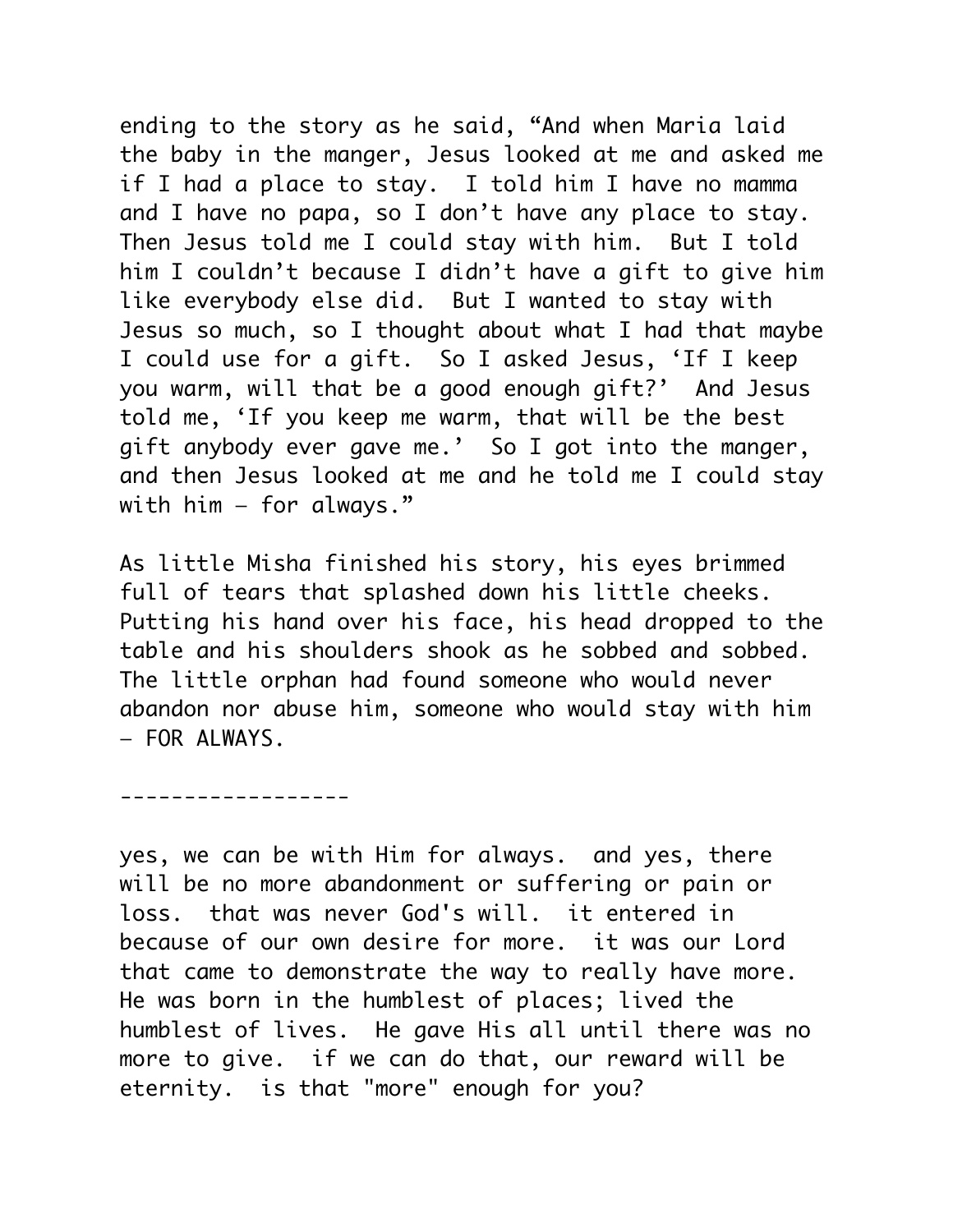ending to the story as he said, "And when Maria laid the baby in the manger, Jesus looked at me and asked me if I had a place to stay. I told him I have no mamma and I have no papa, so I don't have any place to stay. Then Jesus told me I could stay with him. But I told him I couldn't because I didn't have a gift to give him like everybody else did. But I wanted to stay with Jesus so much, so I thought about what I had that maybe I could use for a gift. So I asked Jesus, 'If I keep you warm, will that be a good enough gift?' And Jesus told me, 'If you keep me warm, that will be the best gift anybody ever gave me.' So I got into the manger, and then Jesus looked at me and he told me I could stay with him – for always."

As little Misha finished his story, his eyes brimmed full of tears that splashed down his little cheeks. Putting his hand over his face, his head dropped to the table and his shoulders shook as he sobbed and sobbed. The little orphan had found someone who would never abandon nor abuse him, someone who would stay with him – FOR ALWAYS.

------------------

yes, we can be with Him for always. and yes, there will be no more abandonment or suffering or pain or loss. that was never God's will. it entered in because of our own desire for more. it was our Lord that came to demonstrate the way to really have more. He was born in the humblest of places; lived the humblest of lives. He gave His all until there was no more to give. if we can do that, our reward will be eternity. is that "more" enough for you?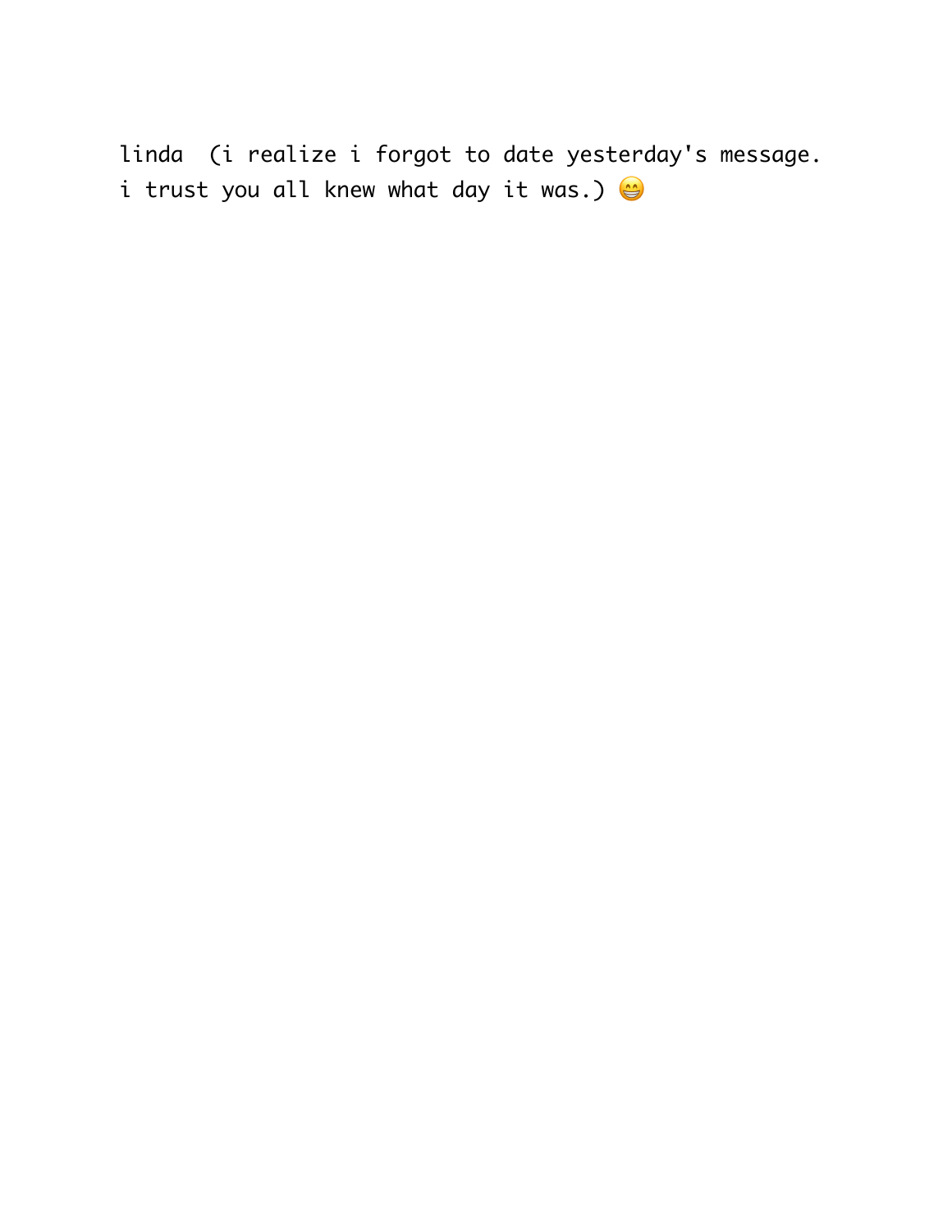linda  (i realize i forgot to date yesterday's message. i trust you all knew what day it was.) 😁